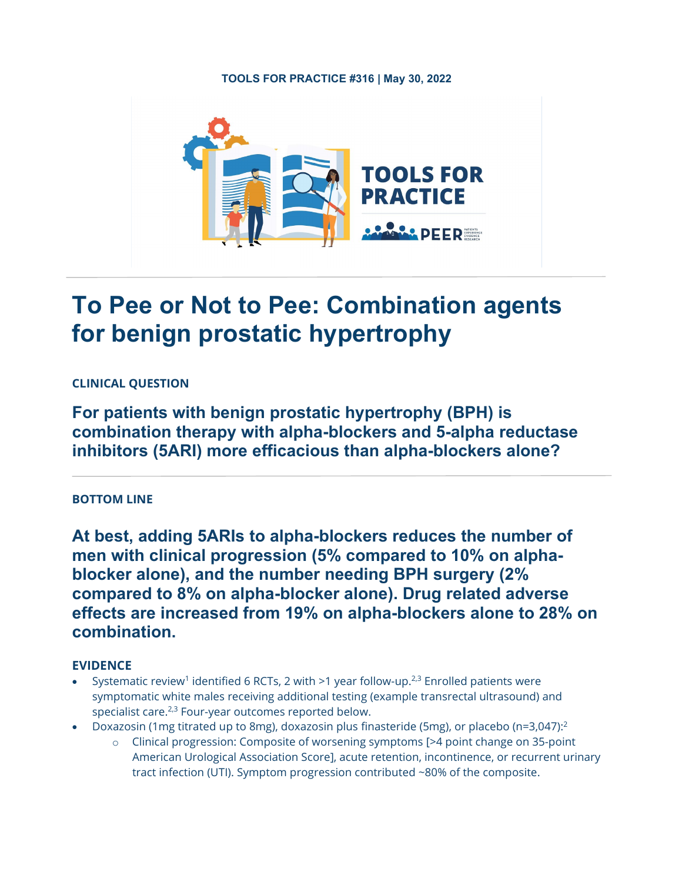TOOLS FOR PRACTICE #316 | May 30, 2022

# To Pee or Not to Pee: Combination agents for benign prostatic hypertrophy

### CLINICAL QUESTION

## For patients with benign prostatic hypertrophy (BPH) is combination therapy with alpha-blockers and 5-alpha reductase inhibitors (5ARI) more efficacious than alpha-blockers alone?

### BOTTOM LINE

## At best, adding 5ARIs to alpha-blockers reduces the number of men with clinical progression (5% compared to 10% on alpha-blocker alone), and the number needing BPH surgery (2% compared to 8% on alpha-blocker alone). Drug related adverse effects are increased from 19% on alpha-blockers alone to 28% on combination.

### EVIDENCE

- Systematic review[1] identified 6 RCTs, 2 with >1 year follow-up.[2,3] Enrolled patients were symptomatic white males receiving additional testing (example transrectal ultrasound) and specialist care.[2,3] Four-year outcomes reported below.
- Doxazosin (1mg titrated up to 8mg), doxazosin plus finasteride (5mg), or placebo (n=3,047):[2]
  - Clinical progression: Composite of worsening symptoms [>4 point change on 35-point American Urological Association Score], acute retention, incontinence, or recurrent urinary tract infection (UTI). Symptom progression contributed ~80% of the composite.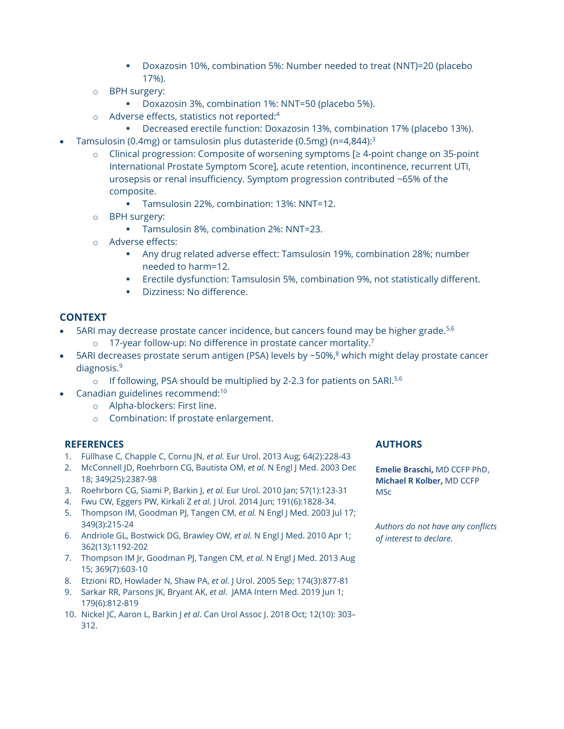- Doxazosin 10%, combination 5%: Number needed to treat (NNT)=20 (placebo 17%).
    - BPH surgery:
        - Doxazosin 3%, combination 1%: NNT=50 (placebo 5%).
    - Adverse effects, statistics not reported:[4]
        - Decreased erectile function: Doxazosin 13%, combination 17% (placebo 13%).
- Tamsulosin (0.4mg) or tamsulosin plus dutasteride (0.5mg) (n=4,844):[3]
    - Clinical progression: Composite of worsening symptoms [≥ 4-point change on 35-point International Prostate Symptom Score], acute retention, incontinence, recurrent UTI, urosepsis or renal insufficiency. Symptom progression contributed ~65% of the composite.
        - Tamsulosin 22%, combination: 13%: NNT=12.
    - BPH surgery:
        - Tamsulosin 8%, combination 2%: NNT=23.
    - Adverse effects:
        - Any drug related adverse effect: Tamsulosin 19%, combination 28%; number needed to harm=12.
        - Erectile dysfunction: Tamsulosin 5%, combination 9%, not statistically different.
        - Dizziness: No difference.

## CONTEXT

- 5ARI may decrease prostate cancer incidence, but cancers found may be higher grade.[5,6]
    - 17-year follow-up: No difference in prostate cancer mortality.[7]
- 5ARI decreases prostate serum antigen (PSA) levels by ~50%,[8] which might delay prostate cancer diagnosis.[9]
    - If following, PSA should be multiplied by 2-2.3 for patients on 5ARI.[5,6]
- Canadian guidelines recommend:[10]
    - Alpha-blockers: First line.
    - Combination: If prostate enlargement.

## REFERENCES

1. Füllhase C, Chapple C, Cornu JN, *et al.* Eur Urol. 2013 Aug; 64(2):228-43
2. McConnell JD, Roehrborn CG, Bautista OM, *et al.* N Engl J Med. 2003 Dec 18; 349(25):2387-98
3. Roehrborn CG, Siami P, Barkin J, *et al.* Eur Urol. 2010 Jan; 57(1):123-31
4. Fwu CW, Eggers PW, Kirkali Z *et al.* J Urol. 2014 Jun; 191(6):1828-34.
5. Thompson IM, Goodman PJ, Tangen CM, *et al.* N Engl J Med. 2003 Jul 17; 349(3):215-24
6. Andriole GL, Bostwick DG, Brawley OW, *et al.* N Engl J Med. 2010 Apr 1; 362(13):1192-202
7. Thompson IM Jr, Goodman PJ, Tangen CM, *et al.* N Engl J Med. 2013 Aug 15; 369(7):603-10
8. Etzioni RD, Howlader N, Shaw PA, *et al.* J Urol. 2005 Sep; 174(3):877-81
9. Sarkar RR, Parsons JK, Bryant AK, *et al*. JAMA Intern Med. 2019 Jun 1; 179(6):812-819
10. Nickel JC, Aaron L, Barkin J *et al*. Can Urol Assoc J. 2018 Oct; 12(10): 303–312.

## AUTHORS

**Emelie Braschi,** MD CCFP PhD, **Michael R Kolber,** MD CCFP MSc

*Authors do not have any conflicts of interest to declare.*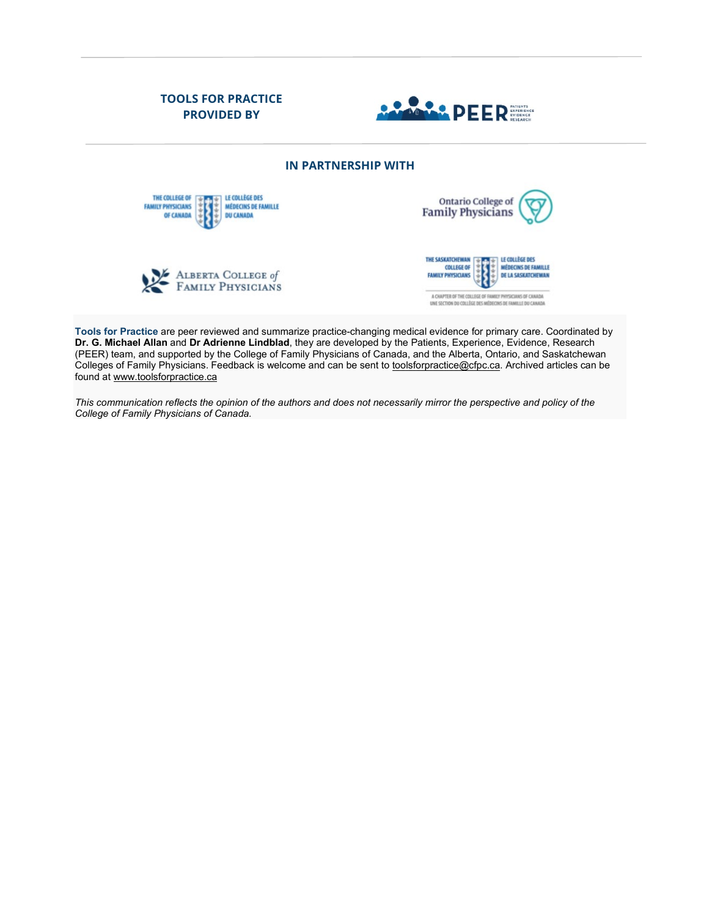**TOOLS FOR PRACTICE PROVIDED BY**

**IN PARTNERSHIP WITH**

**Tools for Practice** are peer reviewed and summarize practice-changing medical evidence for primary care. Coordinated by **Dr. G. Michael Allan** and **Dr Adrienne Lindblad**, they are developed by the Patients, Experience, Evidence, Research (PEER) team, and supported by the College of Family Physicians of Canada, and the Alberta, Ontario, and Saskatchewan Colleges of Family Physicians. Feedback is welcome and can be sent to toolsforpractice@cfpc.ca. Archived articles can be found at www.toolsforpractice.ca

*This communication reflects the opinion of the authors and does not necessarily mirror the perspective and policy of the College of Family Physicians of Canada.*